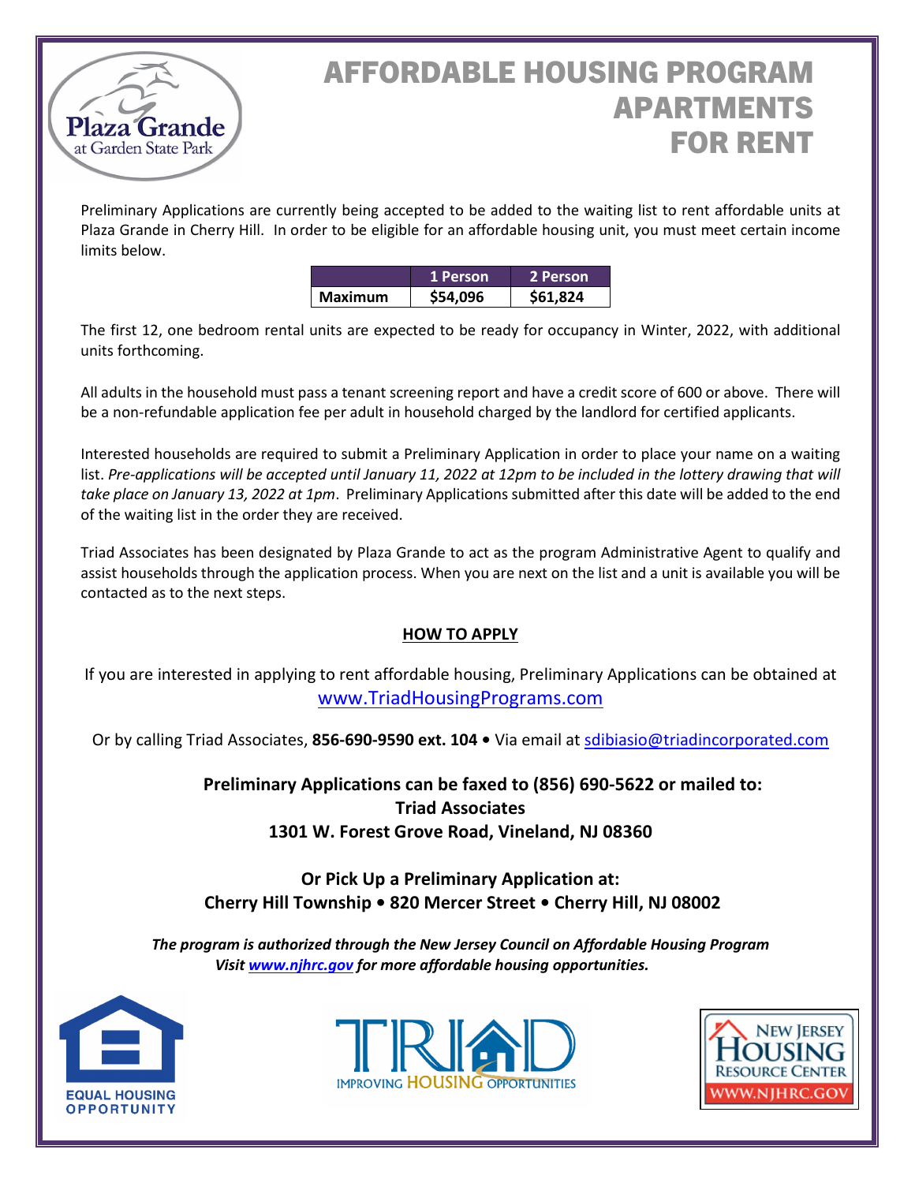# AFFORDABLE HOUSING PROGRAM APARTMENTS FOR RENT

Preliminary Applications are currently being accepted to be added to the waiting list to rent affordable units at Plaza Grande in Cherry Hill. In order to be eligible for an affordable housing unit, you must meet certain income limits below.

| | 1 Person | 2 Person |
|---|---|---|
| **Maximum** | **$54,096** | **$61,824** |

The first 12, one bedroom rental units are expected to be ready for occupancy in Winter, 2022, with additional units forthcoming.

All adults in the household must pass a tenant screening report and have a credit score of 600 or above. There will be a non-refundable application fee per adult in household charged by the landlord for certified applicants.

Interested households are required to submit a Preliminary Application in order to place your name on a waiting list. *Pre-applications will be accepted until January 11, 2022 at 12pm to be included in the lottery drawing that will take place on January 13, 2022 at 1pm*. Preliminary Applications submitted after this date will be added to the end of the waiting list in the order they are received.

Triad Associates has been designated by Plaza Grande to act as the program Administrative Agent to qualify and assist households through the application process. When you are next on the list and a unit is available you will be contacted as to the next steps.

## HOW TO APPLY

If you are interested in applying to rent affordable housing, Preliminary Applications can be obtained at www.TriadHousingPrograms.com

Or by calling Triad Associates, **856-690-9590 ext. 104** • Via email at sdibiasio@triadincorporated.com

**Preliminary Applications can be faxed to (856) 690-5622 or mailed to:**
**Triad Associates**
**1301 W. Forest Grove Road, Vineland, NJ 08360**

**Or Pick Up a Preliminary Application at:**
**Cherry Hill Township • 820 Mercer Street • Cherry Hill, NJ 08002**

***The program is authorized through the New Jersey Council on Affordable Housing Program***
***Visit www.njhrc.gov for more affordable housing opportunities.***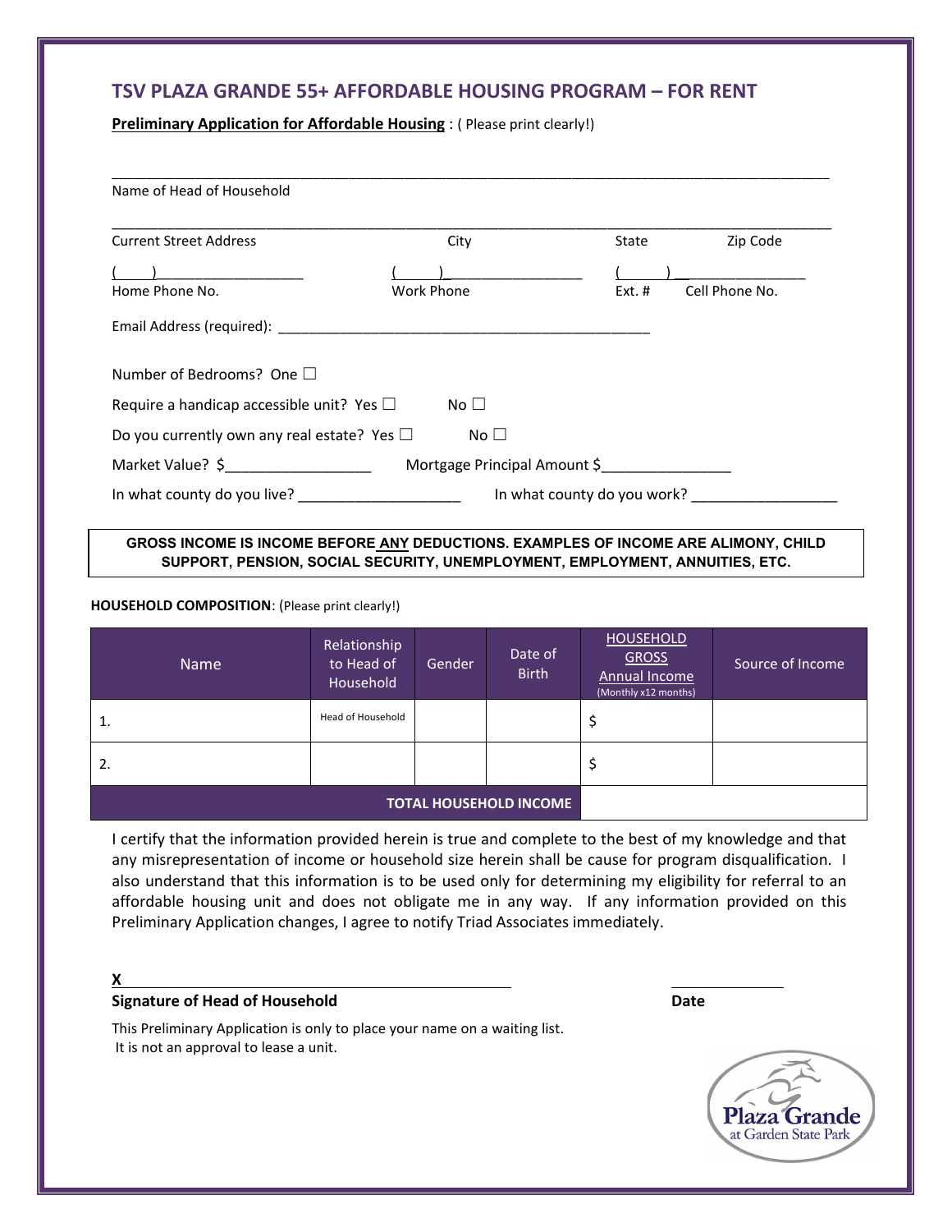## TSV PLAZA GRANDE 55+ AFFORDABLE HOUSING PROGRAM – FOR RENT

**Preliminary Application for Affordable Housing** : ( Please print clearly!)

______________________________________________________________________
Name of Head of Household

______________________________________________________________________
Current Street Address City State Zip Code

( ) __________________ ( ) __________________ ( ) __________________
Home Phone No. Work Phone Ext. # Cell Phone No.

Email Address (required): ______________________________________________

Number of Bedrooms? One ☐

Require a handicap accessible unit? Yes ☐ No ☐

Do you currently own any real estate? Yes ☐ No ☐

Market Value? $__________________ Mortgage Principal Amount $_______________

In what county do you live? ____________________ In what county do you work? __________________

**GROSS INCOME IS INCOME BEFORE ANY DEDUCTIONS. EXAMPLES OF INCOME ARE ALIMONY, CHILD SUPPORT, PENSION, SOCIAL SECURITY, UNEMPLOYMENT, EMPLOYMENT, ANNUITIES, ETC.**

**HOUSEHOLD COMPOSITION**: (Please print clearly!)

| Name | Relationship to Head of Household | Gender | Date of Birth | HOUSEHOLD GROSS Annual Income (Monthly x12 months) | Source of Income |
|---|---|---|---|---|---|
| 1. | Head of Household | | | $ | |
| 2. | | | | $ | |
| **TOTAL HOUSEHOLD INCOME** | | | | | |

I certify that the information provided herein is true and complete to the best of my knowledge and that any misrepresentation of income or household size herein shall be cause for program disqualification. I also understand that this information is to be used only for determining my eligibility for referral to an affordable housing unit and does not obligate me in any way. If any information provided on this Preliminary Application changes, I agree to notify Triad Associates immediately.

**X** ______________________________________________ ______________

**Signature of Head of Household** **Date**

This Preliminary Application is only to place your name on a waiting list.
It is not an approval to lease a unit.

Plaza Grande at Garden State Park